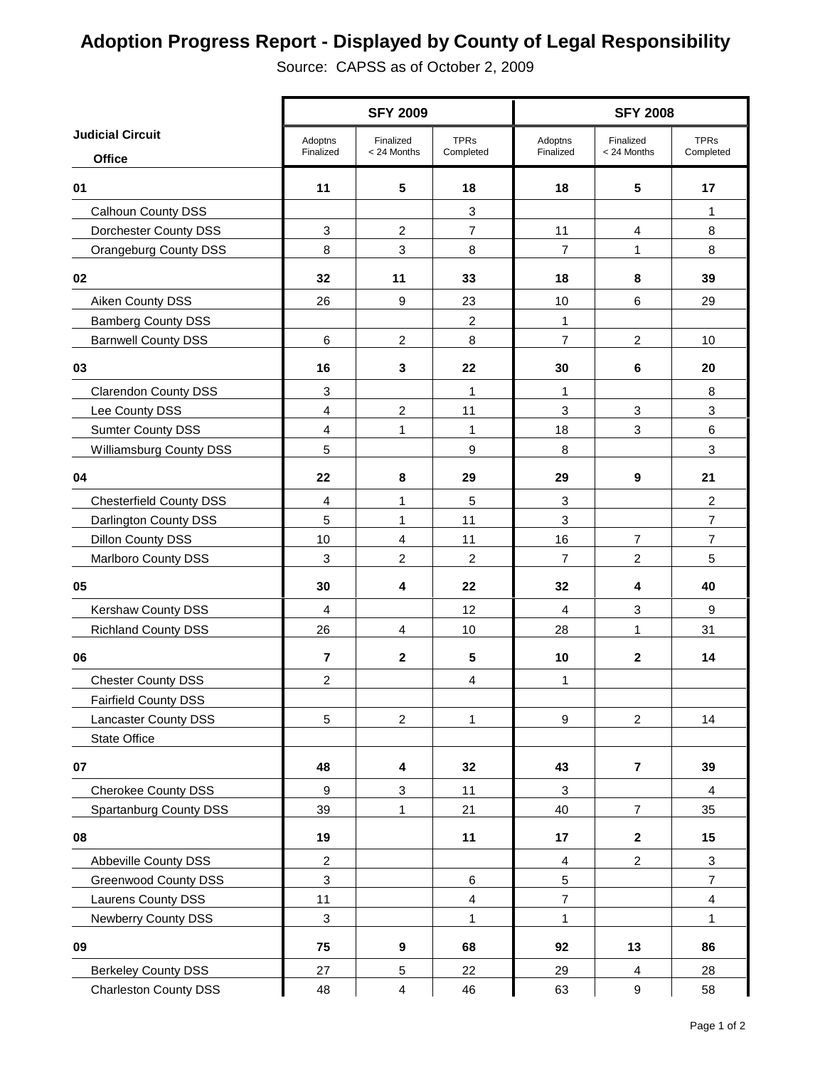# Adoption Progress Report - Displayed by County of Legal Responsibility

Source: CAPSS as of October 2, 2009

| Judicial Circuit / Office | SFY 2009 | | | SFY 2008 | | |
|---|---|---|---|---|---|---|
| | Adoptns Finalized | Finalized < 24 Months | TPRs Completed | Adoptns Finalized | Finalized < 24 Months | TPRs Completed |
| **01** | **11** | **5** | **18** | **18** | **5** | **17** |
| Calhoun County DSS | | | 3 | | | 1 |
| Dorchester County DSS | 3 | 2 | 7 | 11 | 4 | 8 |
| Orangeburg County DSS | 8 | 3 | 8 | 7 | 1 | 8 |
| **02** | **32** | **11** | **33** | **18** | **8** | **39** |
| Aiken County DSS | 26 | 9 | 23 | 10 | 6 | 29 |
| Bamberg County DSS | | | 2 | 1 | | |
| Barnwell County DSS | 6 | 2 | 8 | 7 | 2 | 10 |
| **03** | **16** | **3** | **22** | **30** | **6** | **20** |
| Clarendon County DSS | 3 | | 1 | 1 | | 8 |
| Lee County DSS | 4 | 2 | 11 | 3 | 3 | 3 |
| Sumter County DSS | 4 | 1 | 1 | 18 | 3 | 6 |
| Williamsburg County DSS | 5 | | 9 | 8 | | 3 |
| **04** | **22** | **8** | **29** | **29** | **9** | **21** |
| Chesterfield County DSS | 4 | 1 | 5 | 3 | | 2 |
| Darlington County DSS | 5 | 1 | 11 | 3 | | 7 |
| Dillon County DSS | 10 | 4 | 11 | 16 | 7 | 7 |
| Marlboro County DSS | 3 | 2 | 2 | 7 | 2 | 5 |
| **05** | **30** | **4** | **22** | **32** | **4** | **40** |
| Kershaw County DSS | 4 | | 12 | 4 | 3 | 9 |
| Richland County DSS | 26 | 4 | 10 | 28 | 1 | 31 |
| **06** | **7** | **2** | **5** | **10** | **2** | **14** |
| Chester County DSS | 2 | | 4 | 1 | | |
| Fairfield County DSS | | | | | | |
| Lancaster County DSS | 5 | 2 | 1 | 9 | 2 | 14 |
| State Office | | | | | | |
| **07** | **48** | **4** | **32** | **43** | **7** | **39** |
| Cherokee County DSS | 9 | 3 | 11 | 3 | | 4 |
| Spartanburg County DSS | 39 | 1 | 21 | 40 | 7 | 35 |
| **08** | **19** | | **11** | **17** | **2** | **15** |
| Abbeville County DSS | 2 | | | 4 | 2 | 3 |
| Greenwood County DSS | 3 | | 6 | 5 | | 7 |
| Laurens County DSS | 11 | | 4 | 7 | | 4 |
| Newberry County DSS | 3 | | 1 | 1 | | 1 |
| **09** | **75** | **9** | **68** | **92** | **13** | **86** |
| Berkeley County DSS | 27 | 5 | 22 | 29 | 4 | 28 |
| Charleston County DSS | 48 | 4 | 46 | 63 | 9 | 58 |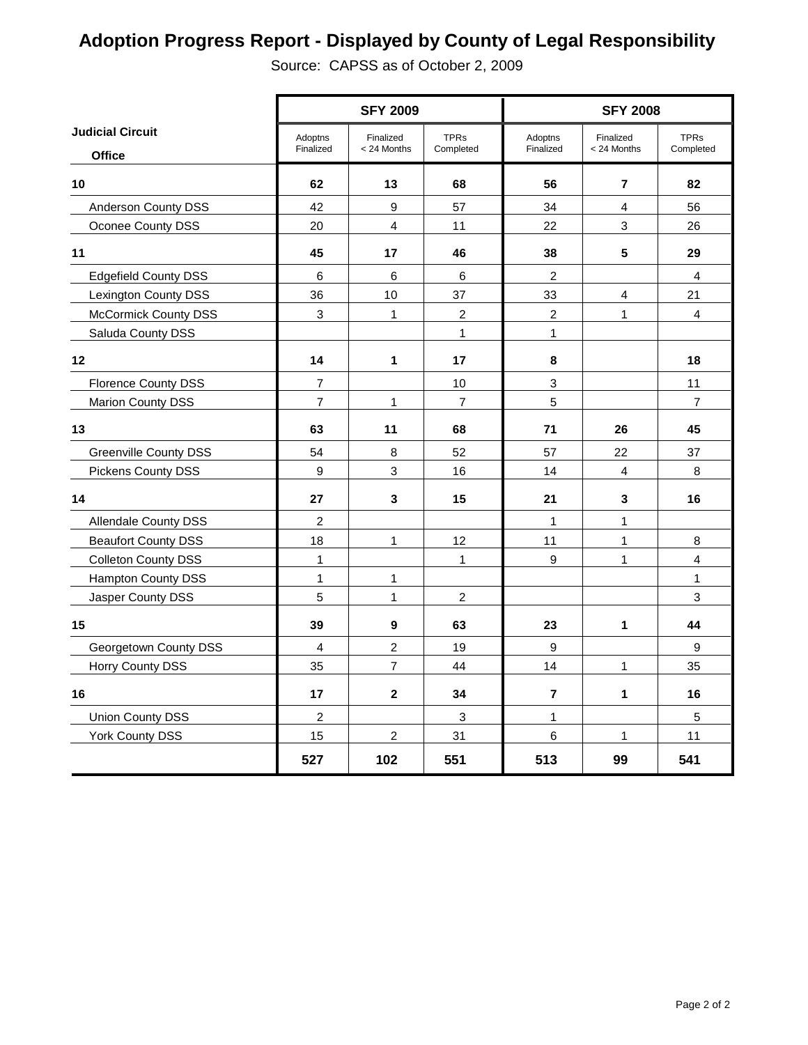# Adoption Progress Report - Displayed by County of Legal Responsibility

Source: CAPSS as of October 2, 2009

| Judicial Circuit / Office | SFY 2009 | | | SFY 2008 | | |
|---|---|---|---|---|---|---|
| | Adoptns Finalized | Finalized < 24 Months | TPRs Completed | Adoptns Finalized | Finalized < 24 Months | TPRs Completed |
| **10** | **62** | **13** | **68** | **56** | **7** | **82** |
| Anderson County DSS | 42 | 9 | 57 | 34 | 4 | 56 |
| Oconee County DSS | 20 | 4 | 11 | 22 | 3 | 26 |
| **11** | **45** | **17** | **46** | **38** | **5** | **29** |
| Edgefield County DSS | 6 | 6 | 6 | 2 | | 4 |
| Lexington County DSS | 36 | 10 | 37 | 33 | 4 | 21 |
| McCormick County DSS | 3 | 1 | 2 | 2 | 1 | 4 |
| Saluda County DSS | | | 1 | 1 | | |
| **12** | **14** | **1** | **17** | **8** | | **18** |
| Florence County DSS | 7 | | 10 | 3 | | 11 |
| Marion County DSS | 7 | 1 | 7 | 5 | | 7 |
| **13** | **63** | **11** | **68** | **71** | **26** | **45** |
| Greenville County DSS | 54 | 8 | 52 | 57 | 22 | 37 |
| Pickens County DSS | 9 | 3 | 16 | 14 | 4 | 8 |
| **14** | **27** | **3** | **15** | **21** | **3** | **16** |
| Allendale County DSS | 2 | | | 1 | 1 | |
| Beaufort County DSS | 18 | 1 | 12 | 11 | 1 | 8 |
| Colleton County DSS | 1 | | 1 | 9 | 1 | 4 |
| Hampton County DSS | 1 | 1 | | | | 1 |
| Jasper County DSS | 5 | 1 | 2 | | | 3 |
| **15** | **39** | **9** | **63** | **23** | **1** | **44** |
| Georgetown County DSS | 4 | 2 | 19 | 9 | | 9 |
| Horry County DSS | 35 | 7 | 44 | 14 | 1 | 35 |
| **16** | **17** | **2** | **34** | **7** | **1** | **16** |
| Union County DSS | 2 | | 3 | 1 | | 5 |
| York County DSS | 15 | 2 | 31 | 6 | 1 | 11 |
| | **527** | **102** | **551** | **513** | **99** | **541** |